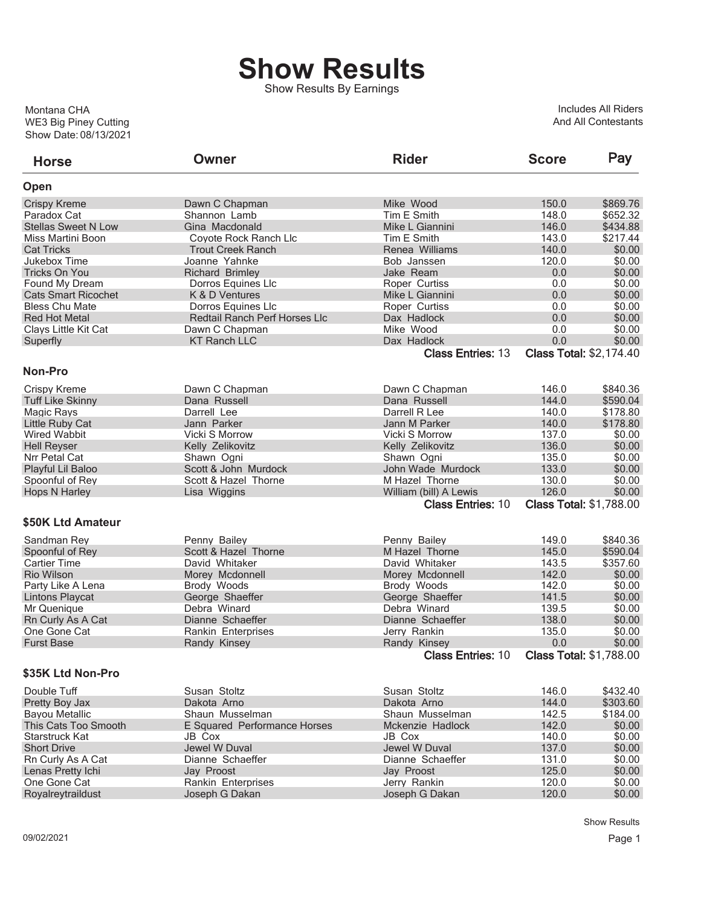# Show Results

Show Results By Earnings

Montana CHA
WE3 Big Piney Cutting
Show Date: 08/13/2021

Includes All Riders
And All Contestants

| Horse | Owner | Rider | Score | Pay |
|---|---|---|---|---|
| **Open** | | | | |
| Crispy Kreme | Dawn C Chapman | Mike Wood | 150.0 | $869.76 |
| Paradox Cat | Shannon Lamb | Tim E Smith | 148.0 | $652.32 |
| Stellas Sweet N Low | Gina Macdonald | Mike L Giannini | 146.0 | $434.88 |
| Miss Martini Boon | Coyote Rock Ranch Llc | Tim E Smith | 143.0 | $217.44 |
| Cat Tricks | Trout Creek Ranch | Renea Williams | 140.0 | $0.00 |
| Jukebox Time | Joanne Yahnke | Bob Janssen | 120.0 | $0.00 |
| Tricks On You | Richard Brimley | Jake Ream | 0.0 | $0.00 |
| Found My Dream | Dorros Equines Llc | Roper Curtiss | 0.0 | $0.00 |
| Cats Smart Ricochet | K & D Ventures | Mike L Giannini | 0.0 | $0.00 |
| Bless Chu Mate | Dorros Equines Llc | Roper Curtiss | 0.0 | $0.00 |
| Red Hot Metal | Redtail Ranch Perf Horses Llc | Dax Hadlock | 0.0 | $0.00 |
| Clays Little Kit Cat | Dawn C Chapman | Mike Wood | 0.0 | $0.00 |
| Superfly | KT Ranch LLC | Dax Hadlock | 0.0 | $0.00 |
| | | **Class Entries:** 13 | **Class Total:** $2,174.40 | |
| **Non-Pro** | | | | |
| Crispy Kreme | Dawn C Chapman | Dawn C Chapman | 146.0 | $840.36 |
| Tuff Like Skinny | Dana Russell | Dana Russell | 144.0 | $590.04 |
| Magic Rays | Darrell Lee | Darrell R Lee | 140.0 | $178.80 |
| Little Ruby Cat | Jann Parker | Jann M Parker | 140.0 | $178.80 |
| Wired Wabbit | Vicki S Morrow | Vicki S Morrow | 137.0 | $0.00 |
| Hell Reyser | Kelly Zelikovitz | Kelly Zelikovitz | 136.0 | $0.00 |
| Nrr Petal Cat | Shawn Ogni | Shawn Ogni | 135.0 | $0.00 |
| Playful Lil Baloo | Scott & John Murdock | John Wade Murdock | 133.0 | $0.00 |
| Spoonful of Rey | Scott & Hazel Thorne | M Hazel Thorne | 130.0 | $0.00 |
| Hops N Harley | Lisa Wiggins | William (bill) A Lewis | 126.0 | $0.00 |
| | | **Class Entries:** 10 | **Class Total:** $1,788.00 | |
| **$50K Ltd Amateur** | | | | |
| Sandman Rey | Penny Bailey | Penny Bailey | 149.0 | $840.36 |
| Spoonful of Rey | Scott & Hazel Thorne | M Hazel Thorne | 145.0 | $590.04 |
| Cartier Time | David Whitaker | David Whitaker | 143.5 | $357.60 |
| Rio Wilson | Morey Mcdonnell | Morey Mcdonnell | 142.0 | $0.00 |
| Party Like A Lena | Brody Woods | Brody Woods | 142.0 | $0.00 |
| Lintons Playcat | George Shaeffer | George Shaeffer | 141.5 | $0.00 |
| Mr Quenique | Debra Winard | Debra Winard | 139.5 | $0.00 |
| Rn Curly As A Cat | Dianne Schaeffer | Dianne Schaeffer | 138.0 | $0.00 |
| One Gone Cat | Rankin Enterprises | Jerry Rankin | 135.0 | $0.00 |
| Furst Base | Randy Kinsey | Randy Kinsey | 0.0 | $0.00 |
| | | **Class Entries:** 10 | **Class Total:** $1,788.00 | |
| **$35K Ltd Non-Pro** | | | | |
| Double Tuff | Susan Stoltz | Susan Stoltz | 146.0 | $432.40 |
| Pretty Boy Jax | Dakota Arno | Dakota Arno | 144.0 | $303.60 |
| Bayou Metallic | Shaun Musselman | Shaun Musselman | 142.5 | $184.00 |
| This Cats Too Smooth | E Squared Performance Horses | Mckenzie Hadlock | 142.0 | $0.00 |
| Starstruck Kat | JB Cox | JB Cox | 140.0 | $0.00 |
| Short Drive | Jewel W Duval | Jewel W Duval | 137.0 | $0.00 |
| Rn Curly As A Cat | Dianne Schaeffer | Dianne Schaeffer | 131.0 | $0.00 |
| Lenas Pretty Ichi | Jay Proost | Jay Proost | 125.0 | $0.00 |
| One Gone Cat | Rankin Enterprises | Jerry Rankin | 120.0 | $0.00 |
| Royalreytraildust | Joseph G Dakan | Joseph G Dakan | 120.0 | $0.00 |

09/02/2021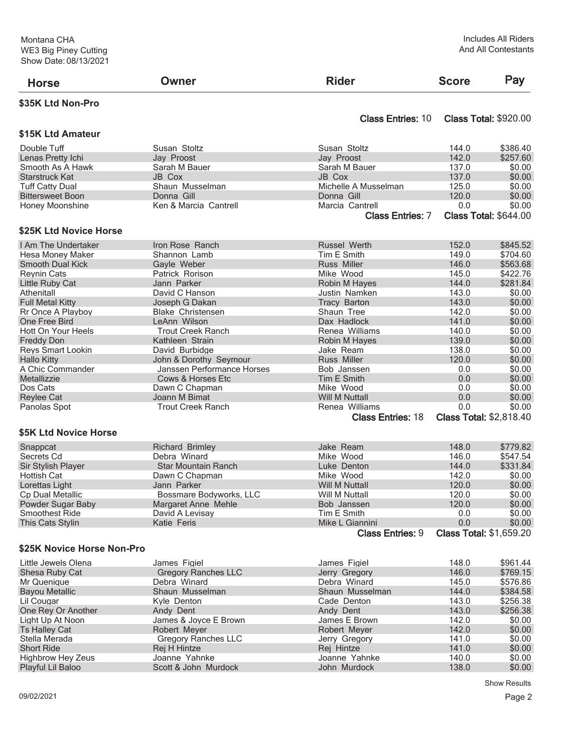| Horse | Owner | Rider | Score | Pay |
|---|---|---|---|---|

**$35K Ltd Non-Pro**

Class Entries: 10 Class Total: $920.00

**$15K Ltd Amateur**

| Horse | Owner | Rider | Score | Pay |
|---|---|---|---|---|
| Double Tuff | Susan Stoltz | Susan Stoltz | 144.0 | $386.40 |
| Lenas Pretty Ichi | Jay Proost | Jay Proost | 142.0 | $257.60 |
| Smooth As A Hawk | Sarah M Bauer | Sarah M Bauer | 137.0 | $0.00 |
| Starstruck Kat | JB Cox | JB Cox | 137.0 | $0.00 |
| Tuff Catty Dual | Shaun Musselman | Michelle A Musselman | 125.0 | $0.00 |
| Bittersweet Boon | Donna Gill | Donna Gill | 120.0 | $0.00 |
| Honey Moonshine | Ken & Marcia Cantrell | Marcia Cantrell | 0.0 | $0.00 |

Class Entries: 7 Class Total: $644.00

**$25K Ltd Novice Horse**

| Horse | Owner | Rider | Score | Pay |
|---|---|---|---|---|
| I Am The Undertaker | Iron Rose Ranch | Russel Werth | 152.0 | $845.52 |
| Hesa Money Maker | Shannon Lamb | Tim E Smith | 149.0 | $704.60 |
| Smooth Dual Kick | Gayle Weber | Russ Miller | 146.0 | $563.68 |
| Reynin Cats | Patrick Rorison | Mike Wood | 145.0 | $422.76 |
| Little Ruby Cat | Jann Parker | Robin M Hayes | 144.0 | $281.84 |
| Athenitall | David C Hanson | Justin Namken | 143.0 | $0.00 |
| Full Metal Kitty | Joseph G Dakan | Tracy Barton | 143.0 | $0.00 |
| Rr Once A Playboy | Blake Christensen | Shaun Tree | 142.0 | $0.00 |
| One Free Bird | LeAnn Wilson | Dax Hadlock | 141.0 | $0.00 |
| Hott On Your Heels | Trout Creek Ranch | Renea Williams | 140.0 | $0.00 |
| Freddy Don | Kathleen Strain | Robin M Hayes | 139.0 | $0.00 |
| Reys Smart Lookin | David Burbidge | Jake Ream | 138.0 | $0.00 |
| Hallo Kitty | John & Dorothy Seymour | Russ Miller | 120.0 | $0.00 |
| A Chic Commander | Janssen Performance Horses | Bob Janssen | 0.0 | $0.00 |
| Metallizzie | Cows & Horses Etc | Tim E Smith | 0.0 | $0.00 |
| Dos Cats | Dawn C Chapman | Mike Wood | 0.0 | $0.00 |
| Reylee Cat | Joann M Bimat | Will M Nuttall | 0.0 | $0.00 |
| Panolas Spot | Trout Creek Ranch | Renea Williams | 0.0 | $0.00 |

Class Entries: 18 Class Total: $2,818.40

**$5K Ltd Novice Horse**

| Horse | Owner | Rider | Score | Pay |
|---|---|---|---|---|
| Snappcat | Richard Brimley | Jake Ream | 148.0 | $779.82 |
| Secrets Cd | Debra Winard | Mike Wood | 146.0 | $547.54 |
| Sir Stylish Player | Star Mountain Ranch | Luke Denton | 144.0 | $331.84 |
| Hottish Cat | Dawn C Chapman | Mike Wood | 142.0 | $0.00 |
| Lorettas Light | Jann Parker | Will M Nuttall | 120.0 | $0.00 |
| Cp Dual Metallic | Bossmare Bodyworks, LLC | Will M Nuttall | 120.0 | $0.00 |
| Powder Sugar Baby | Margaret Anne Mehle | Bob Janssen | 120.0 | $0.00 |
| Smoothest Ride | David A Levisay | Tim E Smith | 0.0 | $0.00 |
| This Cats Stylin | Katie Feris | Mike L Giannini | 0.0 | $0.00 |

Class Entries: 9 Class Total: $1,659.20

**$25K Novice Horse Non-Pro**

| Horse | Owner | Rider | Score | Pay |
|---|---|---|---|---|
| Little Jewels Olena | James Figiel | James Figiel | 148.0 | $961.44 |
| Shesa Ruby Cat | Gregory Ranches LLC | Jerry Gregory | 146.0 | $769.15 |
| Mr Quenique | Debra Winard | Debra Winard | 145.0 | $576.86 |
| Bayou Metallic | Shaun Musselman | Shaun Musselman | 144.0 | $384.58 |
| Lil Cougar | Kyle Denton | Cade Denton | 143.0 | $256.38 |
| One Rey Or Another | Andy Dent | Andy Dent | 143.0 | $256.38 |
| Light Up At Noon | James & Joyce E Brown | James E Brown | 142.0 | $0.00 |
| Ts Halley Cat | Robert Meyer | Robert Meyer | 142.0 | $0.00 |
| Stella Merada | Gregory Ranches LLC | Jerry Gregory | 141.0 | $0.00 |
| Short Ride | Rej H Hintze | Rej Hintze | 141.0 | $0.00 |
| Highbrow Hey Zeus | Joanne Yahnke | Joanne Yahnke | 140.0 | $0.00 |
| Playful Lil Baloo | Scott & John Murdock | John Murdock | 138.0 | $0.00 |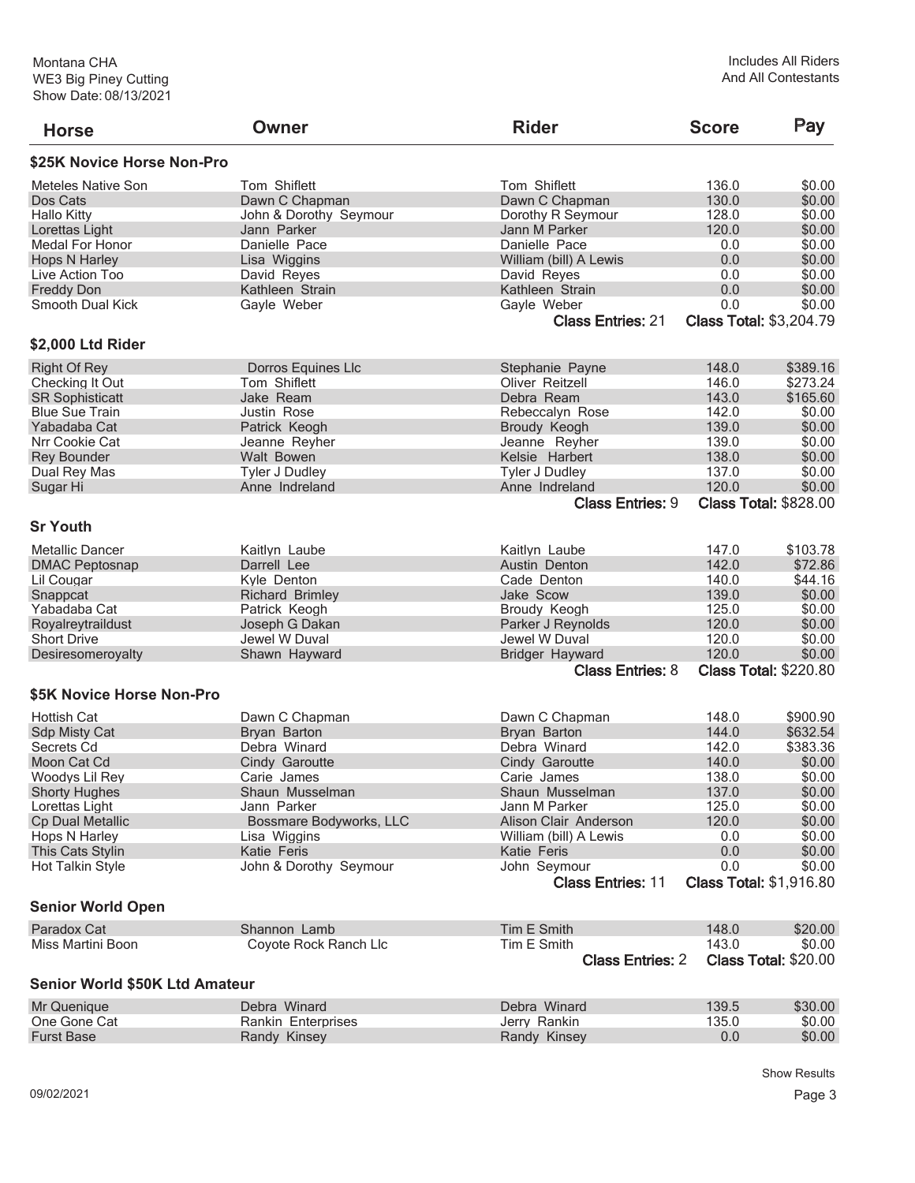Montana CHA
WE3 Big Piney Cutting
Show Date: 08/13/2021

Includes All Riders
And All Contestants

| Horse | Owner | Rider | Score | Pay |
|---|---|---|---|---|

## $25K Novice Horse Non-Pro

| Horse | Owner | Rider | Score | Pay |
|---|---|---|---|---|
| Meteles Native Son | Tom Shiflett | Tom Shiflett | 136.0 | $0.00 |
| Dos Cats | Dawn C Chapman | Dawn C Chapman | 130.0 | $0.00 |
| Hallo Kitty | John & Dorothy Seymour | Dorothy R Seymour | 128.0 | $0.00 |
| Lorettas Light | Jann Parker | Jann M Parker | 120.0 | $0.00 |
| Medal For Honor | Danielle Pace | Danielle Pace | 0.0 | $0.00 |
| Hops N Harley | Lisa Wiggins | William (bill) A Lewis | 0.0 | $0.00 |
| Live Action Too | David Reyes | David Reyes | 0.0 | $0.00 |
| Freddy Don | Kathleen Strain | Kathleen Strain | 0.0 | $0.00 |
| Smooth Dual Kick | Gayle Weber | Gayle Weber | 0.0 | $0.00 |

**Class Entries:** 21 **Class Total:** $3,204.79

## $2,000 Ltd Rider

| Horse | Owner | Rider | Score | Pay |
|---|---|---|---|---|
| Right Of Rey | Dorros Equines Llc | Stephanie Payne | 148.0 | $389.16 |
| Checking It Out | Tom Shiflett | Oliver Reitzell | 146.0 | $273.24 |
| SR Sophisticatt | Jake Ream | Debra Ream | 143.0 | $165.60 |
| Blue Sue Train | Justin Rose | Rebeccalyn Rose | 142.0 | $0.00 |
| Yabadaba Cat | Patrick Keogh | Broudy Keogh | 139.0 | $0.00 |
| Nrr Cookie Cat | Jeanne Reyher | Jeanne Reyher | 139.0 | $0.00 |
| Rey Bounder | Walt Bowen | Kelsie Harbert | 138.0 | $0.00 |
| Dual Rey Mas | Tyler J Dudley | Tyler J Dudley | 137.0 | $0.00 |
| Sugar Hi | Anne Indreland | Anne Indreland | 120.0 | $0.00 |

**Class Entries:** 9 **Class Total:** $828.00

## Sr Youth

| Horse | Owner | Rider | Score | Pay |
|---|---|---|---|---|
| Metallic Dancer | Kaitlyn Laube | Kaitlyn Laube | 147.0 | $103.78 |
| DMAC Peptosnap | Darrell Lee | Austin Denton | 142.0 | $72.86 |
| Lil Cougar | Kyle Denton | Cade Denton | 140.0 | $44.16 |
| Snappcat | Richard Brimley | Jake Scow | 139.0 | $0.00 |
| Yabadaba Cat | Patrick Keogh | Broudy Keogh | 125.0 | $0.00 |
| Royalreytraildust | Joseph G Dakan | Parker J Reynolds | 120.0 | $0.00 |
| Short Drive | Jewel W Duval | Jewel W Duval | 120.0 | $0.00 |
| Desiresomeroyalty | Shawn Hayward | Bridger Hayward | 120.0 | $0.00 |

**Class Entries:** 8 **Class Total:** $220.80

## $5K Novice Horse Non-Pro

| Horse | Owner | Rider | Score | Pay |
|---|---|---|---|---|
| Hottish Cat | Dawn C Chapman | Dawn C Chapman | 148.0 | $900.90 |
| Sdp Misty Cat | Bryan Barton | Bryan Barton | 144.0 | $632.54 |
| Secrets Cd | Debra Winard | Debra Winard | 142.0 | $383.36 |
| Moon Cat Cd | Cindy Garoutte | Cindy Garoutte | 140.0 | $0.00 |
| Woodys Lil Rey | Carie James | Carie James | 138.0 | $0.00 |
| Shorty Hughes | Shaun Musselman | Shaun Musselman | 137.0 | $0.00 |
| Lorettas Light | Jann Parker | Jann M Parker | 125.0 | $0.00 |
| Cp Dual Metallic | Bossmare Bodyworks, LLC | Alison Clair Anderson | 120.0 | $0.00 |
| Hops N Harley | Lisa Wiggins | William (bill) A Lewis | 0.0 | $0.00 |
| This Cats Stylin | Katie Feris | Katie Feris | 0.0 | $0.00 |
| Hot Talkin Style | John & Dorothy Seymour | John Seymour | 0.0 | $0.00 |

**Class Entries:** 11 **Class Total:** $1,916.80

## Senior World Open

| Horse | Owner | Rider | Score | Pay |
|---|---|---|---|---|
| Paradox Cat | Shannon Lamb | Tim E Smith | 148.0 | $20.00 |
| Miss Martini Boon | Coyote Rock Ranch Llc | Tim E Smith | 143.0 | $0.00 |

**Class Entries:** 2 **Class Total:** $20.00

## Senior World $50K Ltd Amateur

| Horse | Owner | Rider | Score | Pay |
|---|---|---|---|---|
| Mr Quenique | Debra Winard | Debra Winard | 139.5 | $30.00 |
| One Gone Cat | Rankin Enterprises | Jerry Rankin | 135.0 | $0.00 |
| Furst Base | Randy Kinsey | Randy Kinsey | 0.0 | $0.00 |

Show Results

09/02/2021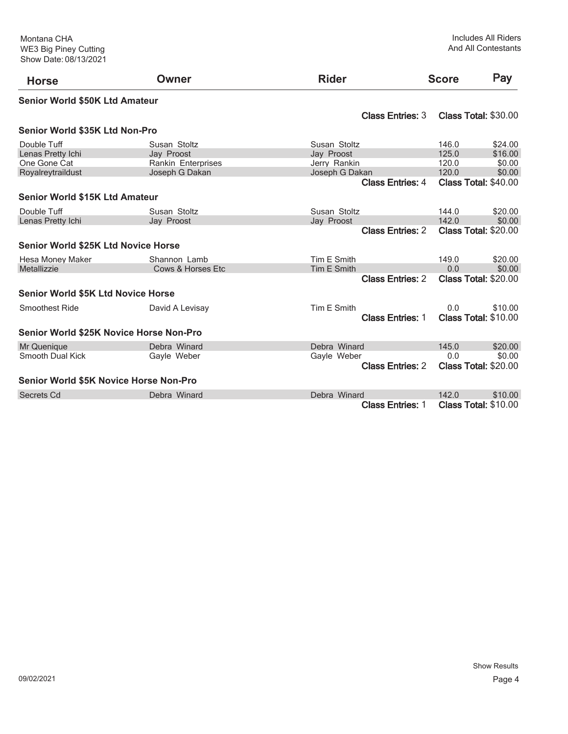Montana CHA
WE3 Big Piney Cutting
Show Date: 08/13/2021

Includes All Riders
And All Contestants

| Horse | Owner | Rider | Score | Pay |
|---|---|---|---|---|
| **Senior World $50K Ltd Amateur** | | | | |
| | | **Class Entries:** 3 | **Class Total:** $30.00 | |
| **Senior World $35K Ltd Non-Pro** | | | | |
| Double Tuff | Susan Stoltz | Susan Stoltz | 146.0 | $24.00 |
| Lenas Pretty Ichi | Jay Proost | Jay Proost | 125.0 | $16.00 |
| One Gone Cat | Rankin Enterprises | Jerry Rankin | 120.0 | $0.00 |
| Royalreytraildust | Joseph G Dakan | Joseph G Dakan | 120.0 | $0.00 |
| | | **Class Entries:** 4 | **Class Total:** $40.00 | |
| **Senior World $15K Ltd Amateur** | | | | |
| Double Tuff | Susan Stoltz | Susan Stoltz | 144.0 | $20.00 |
| Lenas Pretty Ichi | Jay Proost | Jay Proost | 142.0 | $0.00 |
| | | **Class Entries:** 2 | **Class Total:** $20.00 | |
| **Senior World $25K Ltd Novice Horse** | | | | |
| Hesa Money Maker | Shannon Lamb | Tim E Smith | 149.0 | $20.00 |
| Metallizzie | Cows & Horses Etc | Tim E Smith | 0.0 | $0.00 |
| | | **Class Entries:** 2 | **Class Total:** $20.00 | |
| **Senior World $5K Ltd Novice Horse** | | | | |
| Smoothest Ride | David A Levisay | Tim E Smith | 0.0 | $10.00 |
| | | **Class Entries:** 1 | **Class Total:** $10.00 | |
| **Senior World $25K Novice Horse Non-Pro** | | | | |
| Mr Quenique | Debra Winard | Debra Winard | 145.0 | $20.00 |
| Smooth Dual Kick | Gayle Weber | Gayle Weber | 0.0 | $0.00 |
| | | **Class Entries:** 2 | **Class Total:** $20.00 | |
| **Senior World $5K Novice Horse Non-Pro** | | | | |
| Secrets Cd | Debra Winard | Debra Winard | 142.0 | $10.00 |
| | | **Class Entries:** 1 | **Class Total:** $10.00 | |

09/02/2021

Show Results